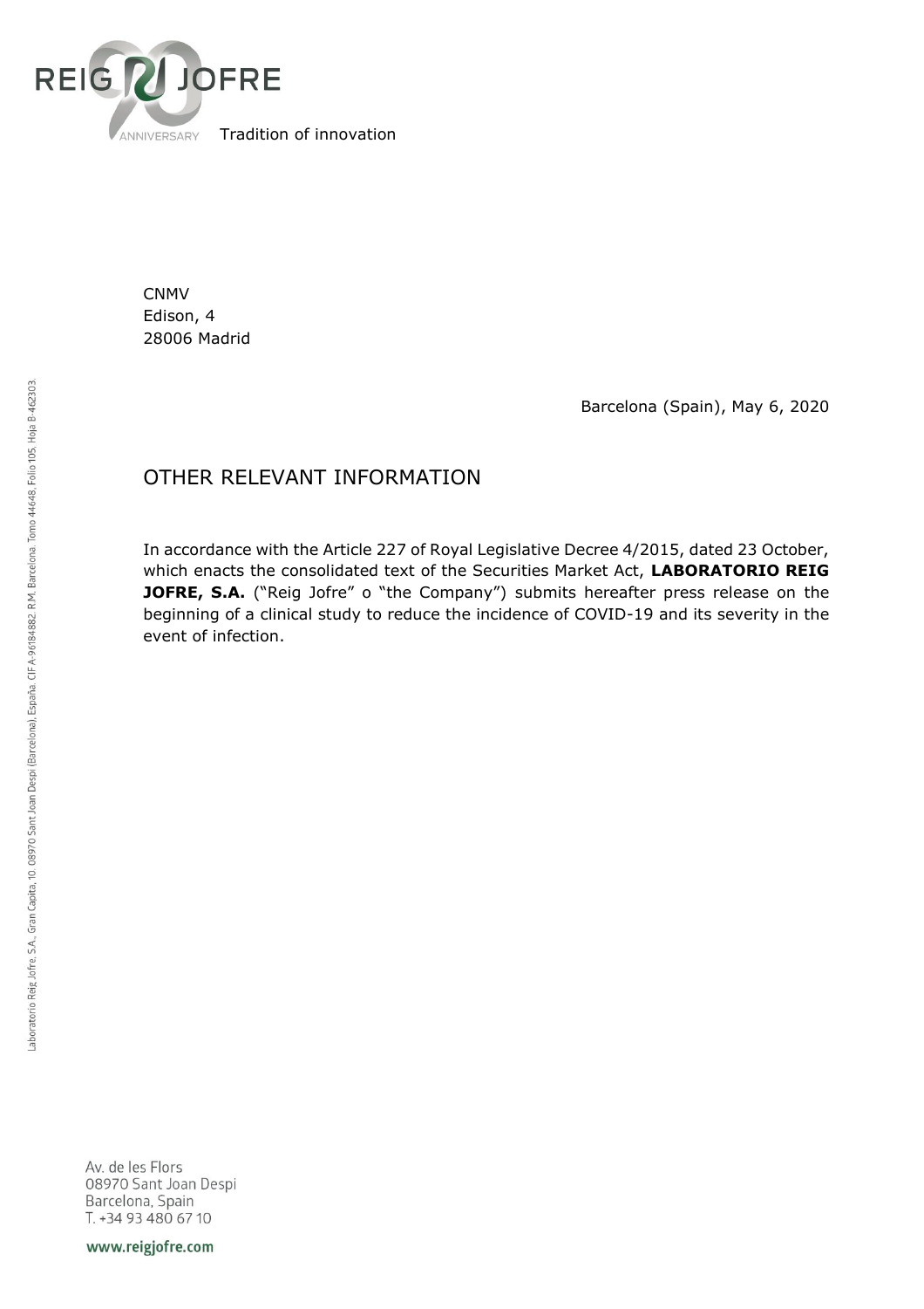REIG JOFRE

Tradition of innovation

CNMV
Edison, 4
28006 Madrid

Barcelona (Spain), May 6, 2020

# OTHER RELEVANT INFORMATION

In accordance with the Article 227 of Royal Legislative Decree 4/2015, dated 23 October, which enacts the consolidated text of the Securities Market Act, **LABORATORIO REIG JOFRE, S.A.** ("Reig Jofre" o "the Company") submits hereafter press release on the beginning of a clinical study to reduce the incidence of COVID-19 and its severity in the event of infection.

Laboratorio Reig Jofre, S.A., Gran Capita, 10. 08970 Sant Joan Despi (Barcelona), España. CIF A-96184882. R.M. Barcelona. Tomo 44648, Folio 105, Hoja B-462303.

Av. de les Flors
08970 Sant Joan Despi
Barcelona, Spain
T. +34 93 480 67 10

www.reigjofre.com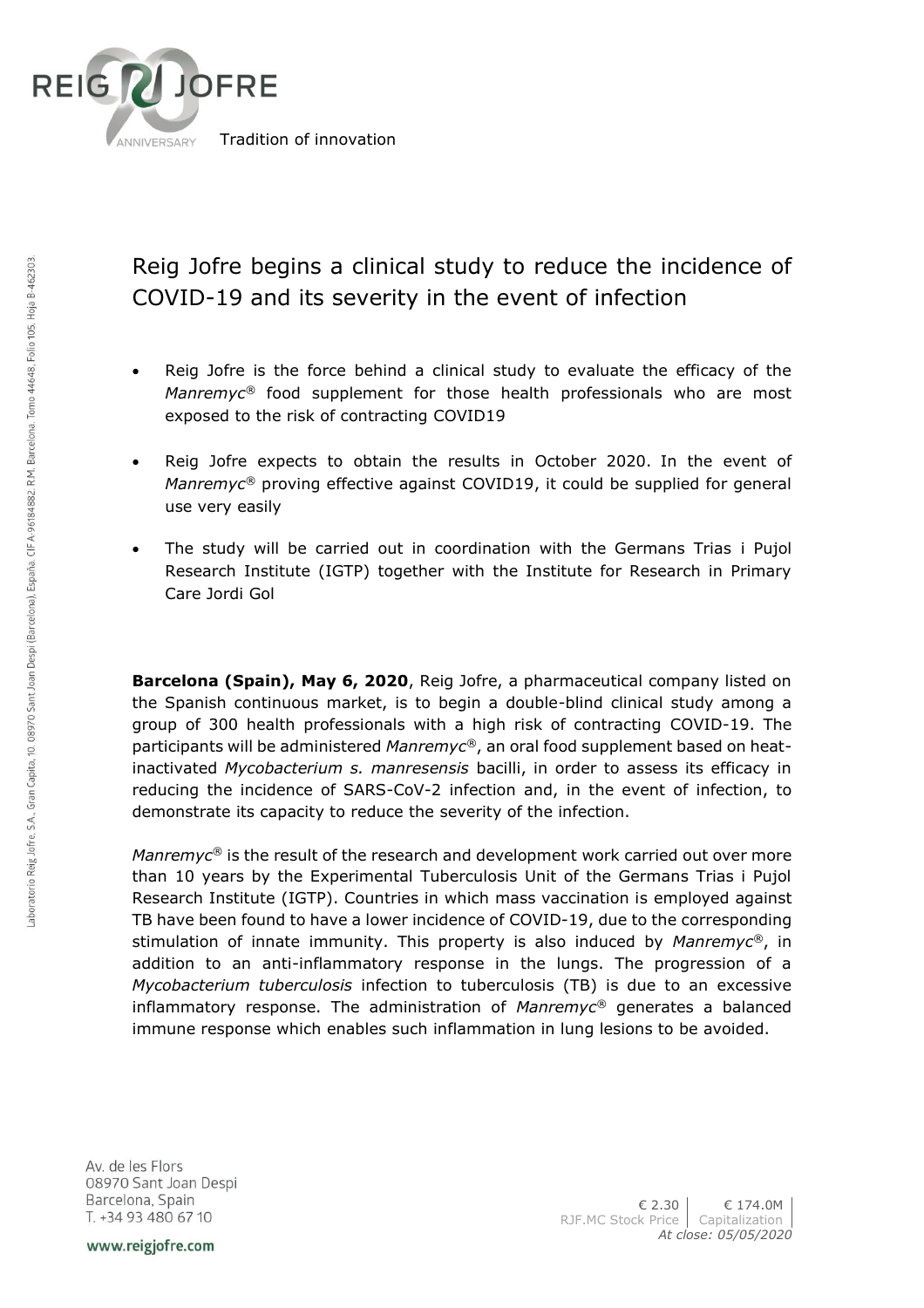# Reig Jofre begins a clinical study to reduce the incidence of COVID-19 and its severity in the event of infection

- Reig Jofre is the force behind a clinical study to evaluate the efficacy of the *Manremyc*® food supplement for those health professionals who are most exposed to the risk of contracting COVID19

- Reig Jofre expects to obtain the results in October 2020. In the event of *Manremyc*® proving effective against COVID19, it could be supplied for general use very easily

- The study will be carried out in coordination with the Germans Trias i Pujol Research Institute (IGTP) together with the Institute for Research in Primary Care Jordi Gol

**Barcelona (Spain), May 6, 2020**, Reig Jofre, a pharmaceutical company listed on the Spanish continuous market, is to begin a double-blind clinical study among a group of 300 health professionals with a high risk of contracting COVID-19. The participants will be administered *Manremyc*®, an oral food supplement based on heat-inactivated *Mycobacterium s. manresensis* bacilli, in order to assess its efficacy in reducing the incidence of SARS-CoV-2 infection and, in the event of infection, to demonstrate its capacity to reduce the severity of the infection.

*Manremyc*® is the result of the research and development work carried out over more than 10 years by the Experimental Tuberculosis Unit of the Germans Trias i Pujol Research Institute (IGTP). Countries in which mass vaccination is employed against TB have been found to have a lower incidence of COVID-19, due to the corresponding stimulation of innate immunity. This property is also induced by *Manremyc*®, in addition to an anti-inflammatory response in the lungs. The progression of a *Mycobacterium tuberculosis* infection to tuberculosis (TB) is due to an excessive inflammatory response. The administration of *Manremyc*® generates a balanced immune response which enables such inflammation in lung lesions to be avoided.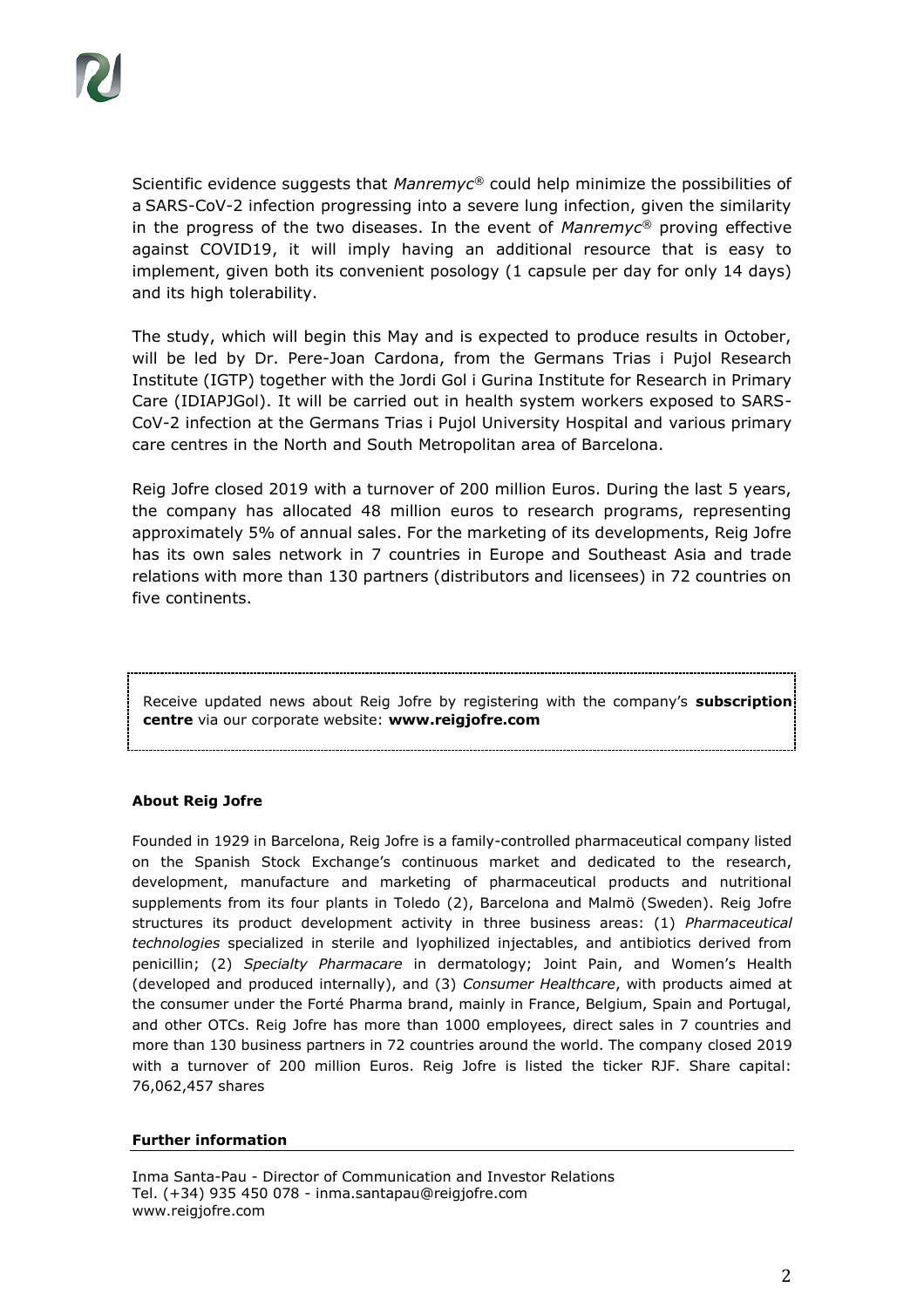Scientific evidence suggests that *Manremyc*® could help minimize the possibilities of a SARS-CoV-2 infection progressing into a severe lung infection, given the similarity in the progress of the two diseases. In the event of *Manremyc*® proving effective against COVID19, it will imply having an additional resource that is easy to implement, given both its convenient posology (1 capsule per day for only 14 days) and its high tolerability.

The study, which will begin this May and is expected to produce results in October, will be led by Dr. Pere-Joan Cardona, from the Germans Trias i Pujol Research Institute (IGTP) together with the Jordi Gol i Gurina Institute for Research in Primary Care (IDIAPJGol). It will be carried out in health system workers exposed to SARS-CoV-2 infection at the Germans Trias i Pujol University Hospital and various primary care centres in the North and South Metropolitan area of Barcelona.

Reig Jofre closed 2019 with a turnover of 200 million Euros. During the last 5 years, the company has allocated 48 million euros to research programs, representing approximately 5% of annual sales. For the marketing of its developments, Reig Jofre has its own sales network in 7 countries in Europe and Southeast Asia and trade relations with more than 130 partners (distributors and licensees) in 72 countries on five continents.

Receive updated news about Reig Jofre by registering with the company's **subscription centre** via our corporate website: **www.reigjofre.com**

**About Reig Jofre**

Founded in 1929 in Barcelona, Reig Jofre is a family-controlled pharmaceutical company listed on the Spanish Stock Exchange's continuous market and dedicated to the research, development, manufacture and marketing of pharmaceutical products and nutritional supplements from its four plants in Toledo (2), Barcelona and Malmö (Sweden). Reig Jofre structures its product development activity in three business areas: (1) *Pharmaceutical technologies* specialized in sterile and lyophilized injectables, and antibiotics derived from penicillin; (2) *Specialty Pharmacare* in dermatology; Joint Pain, and Women's Health (developed and produced internally), and (3) *Consumer Healthcare*, with products aimed at the consumer under the Forté Pharma brand, mainly in France, Belgium, Spain and Portugal, and other OTCs. Reig Jofre has more than 1000 employees, direct sales in 7 countries and more than 130 business partners in 72 countries around the world. The company closed 2019 with a turnover of 200 million Euros. Reig Jofre is listed the ticker RJF. Share capital: 76,062,457 shares

**Further information**

Inma Santa-Pau - Director of Communication and Investor Relations
Tel. (+34) 935 450 078 - inma.santapau@reigjofre.com
www.reigjofre.com